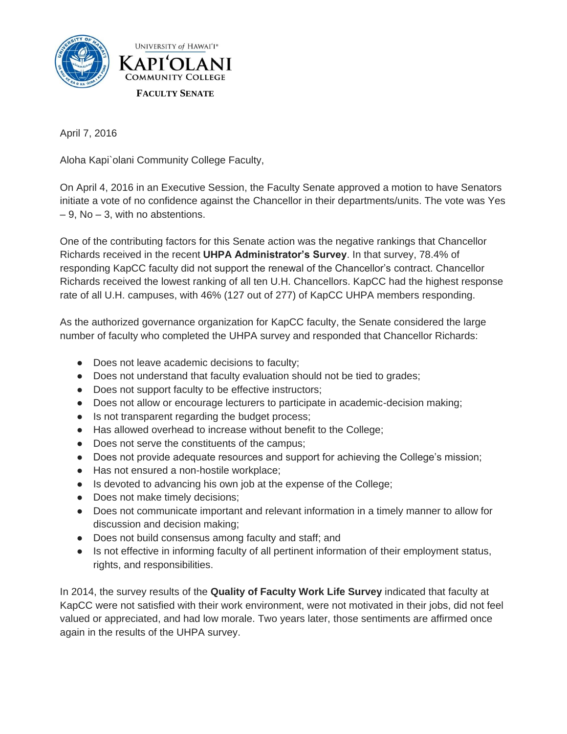UNIVERSITY of HAWAI'I®

KAPIʻOLANI

COMMUNITY COLLEGE

**FACULTY SENATE**

April 7, 2016

Aloha Kapi`olani Community College Faculty,

On April 4, 2016 in an Executive Session, the Faculty Senate approved a motion to have Senators initiate a vote of no confidence against the Chancellor in their departments/units. The vote was Yes – 9, No – 3, with no abstentions.

One of the contributing factors for this Senate action was the negative rankings that Chancellor Richards received in the recent **UHPA Administrator's Survey**. In that survey, 78.4% of responding KapCC faculty did not support the renewal of the Chancellor's contract. Chancellor Richards received the lowest ranking of all ten U.H. Chancellors. KapCC had the highest response rate of all U.H. campuses, with 46% (127 out of 277) of KapCC UHPA members responding.

As the authorized governance organization for KapCC faculty, the Senate considered the large number of faculty who completed the UHPA survey and responded that Chancellor Richards:

- Does not leave academic decisions to faculty;
- Does not understand that faculty evaluation should not be tied to grades;
- Does not support faculty to be effective instructors;
- Does not allow or encourage lecturers to participate in academic-decision making;
- Is not transparent regarding the budget process;
- Has allowed overhead to increase without benefit to the College;
- Does not serve the constituents of the campus;
- Does not provide adequate resources and support for achieving the College's mission;
- Has not ensured a non-hostile workplace;
- Is devoted to advancing his own job at the expense of the College;
- Does not make timely decisions;
- Does not communicate important and relevant information in a timely manner to allow for discussion and decision making;
- Does not build consensus among faculty and staff; and
- Is not effective in informing faculty of all pertinent information of their employment status, rights, and responsibilities.

In 2014, the survey results of the **Quality of Faculty Work Life Survey** indicated that faculty at KapCC were not satisfied with their work environment, were not motivated in their jobs, did not feel valued or appreciated, and had low morale. Two years later, those sentiments are affirmed once again in the results of the UHPA survey.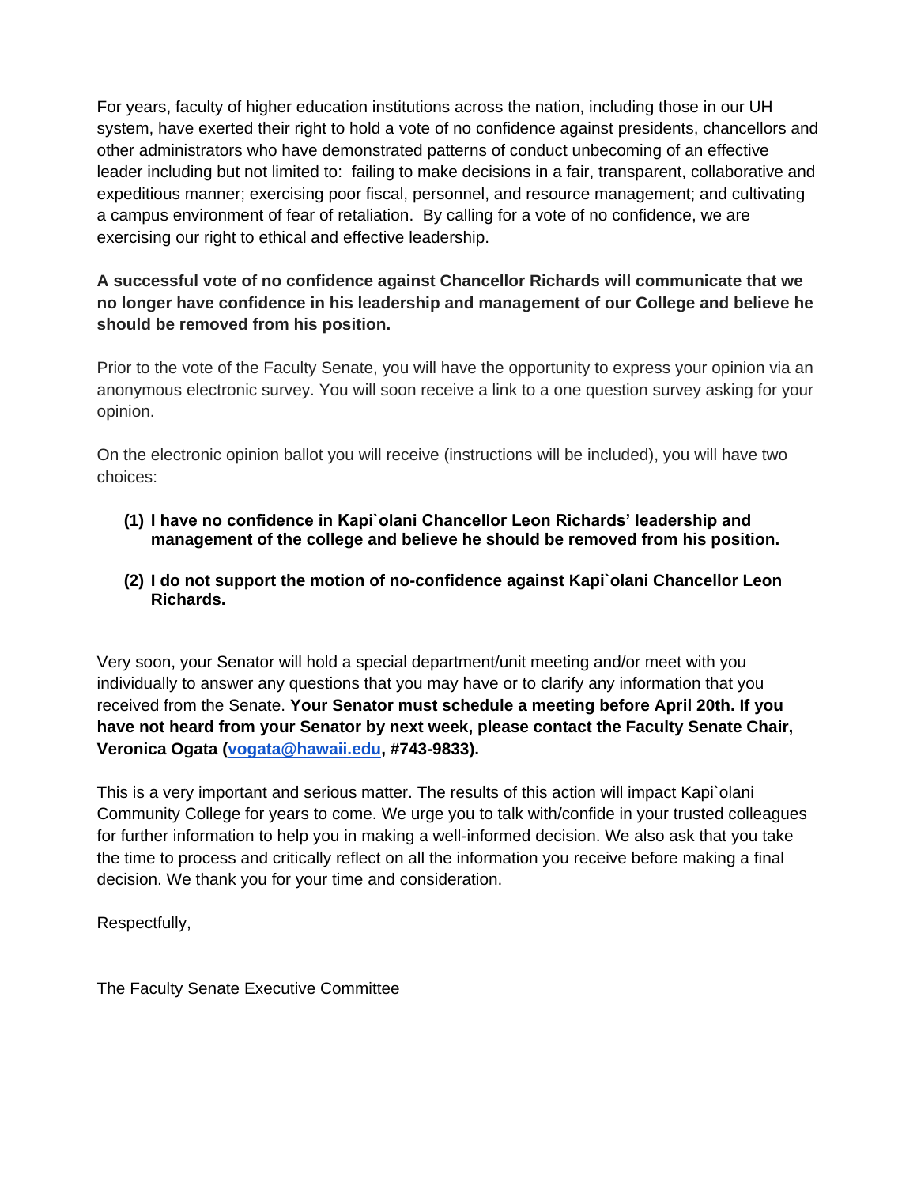For years, faculty of higher education institutions across the nation, including those in our UH system, have exerted their right to hold a vote of no confidence against presidents, chancellors and other administrators who have demonstrated patterns of conduct unbecoming of an effective leader including but not limited to: failing to make decisions in a fair, transparent, collaborative and expeditious manner; exercising poor fiscal, personnel, and resource management; and cultivating a campus environment of fear of retaliation. By calling for a vote of no confidence, we are exercising our right to ethical and effective leadership.

**A successful vote of no confidence against Chancellor Richards will communicate that we no longer have confidence in his leadership and management of our College and believe he should be removed from his position.**

Prior to the vote of the Faculty Senate, you will have the opportunity to express your opinion via an anonymous electronic survey. You will soon receive a link to a one question survey asking for your opinion.

On the electronic opinion ballot you will receive (instructions will be included), you will have two choices:

**(1) I have no confidence in Kapi`olani Chancellor Leon Richards' leadership and management of the college and believe he should be removed from his position.**

**(2) I do not support the motion of no-confidence against Kapi`olani Chancellor Leon Richards.**

Very soon, your Senator will hold a special department/unit meeting and/or meet with you individually to answer any questions that you may have or to clarify any information that you received from the Senate. **Your Senator must schedule a meeting before April 20th. If you have not heard from your Senator by next week, please contact the Faculty Senate Chair, Veronica Ogata (vogata@hawaii.edu, #743-9833).**

This is a very important and serious matter. The results of this action will impact Kapi`olani Community College for years to come. We urge you to talk with/confide in your trusted colleagues for further information to help you in making a well-informed decision. We also ask that you take the time to process and critically reflect on all the information you receive before making a final decision. We thank you for your time and consideration.

Respectfully,

The Faculty Senate Executive Committee